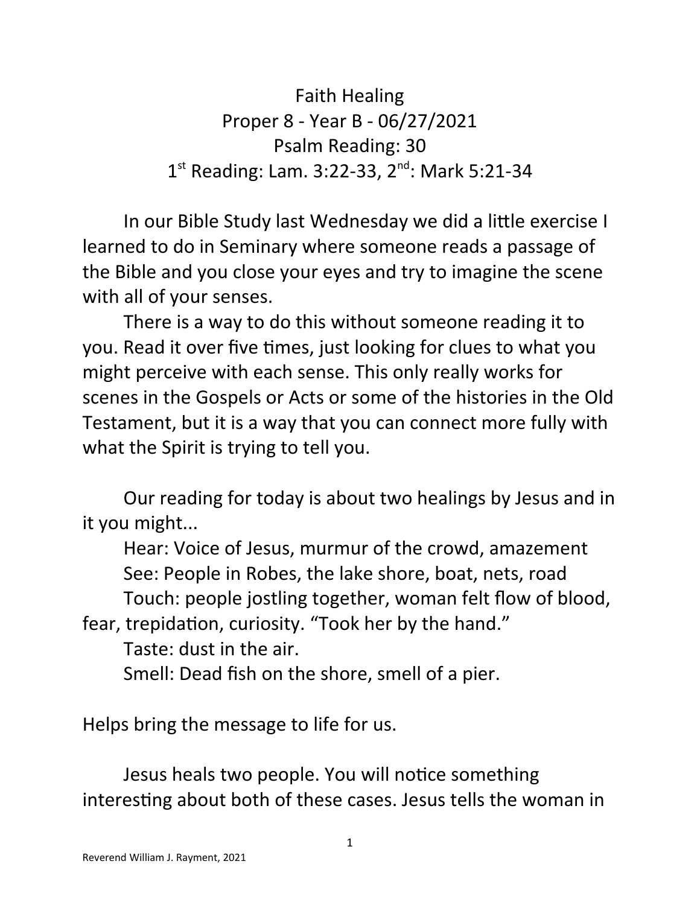# Faith Healing

Proper 8 - Year B - 06/27/2021

Psalm Reading: 30

1st Reading: Lam. 3:22-33, 2nd: Mark 5:21-34

In our Bible Study last Wednesday we did a little exercise I learned to do in Seminary where someone reads a passage of the Bible and you close your eyes and try to imagine the scene with all of your senses.

There is a way to do this without someone reading it to you. Read it over five times, just looking for clues to what you might perceive with each sense. This only really works for scenes in the Gospels or Acts or some of the histories in the Old Testament, but it is a way that you can connect more fully with what the Spirit is trying to tell you.

Our reading for today is about two healings by Jesus and in it you might...

Hear: Voice of Jesus, murmur of the crowd, amazement

See: People in Robes, the lake shore, boat, nets, road

Touch: people jostling together, woman felt flow of blood, fear, trepidation, curiosity. "Took her by the hand."

Taste: dust in the air.

Smell: Dead fish on the shore, smell of a pier.

Helps bring the message to life for us.

Jesus heals two people. You will notice something interesting about both of these cases. Jesus tells the woman in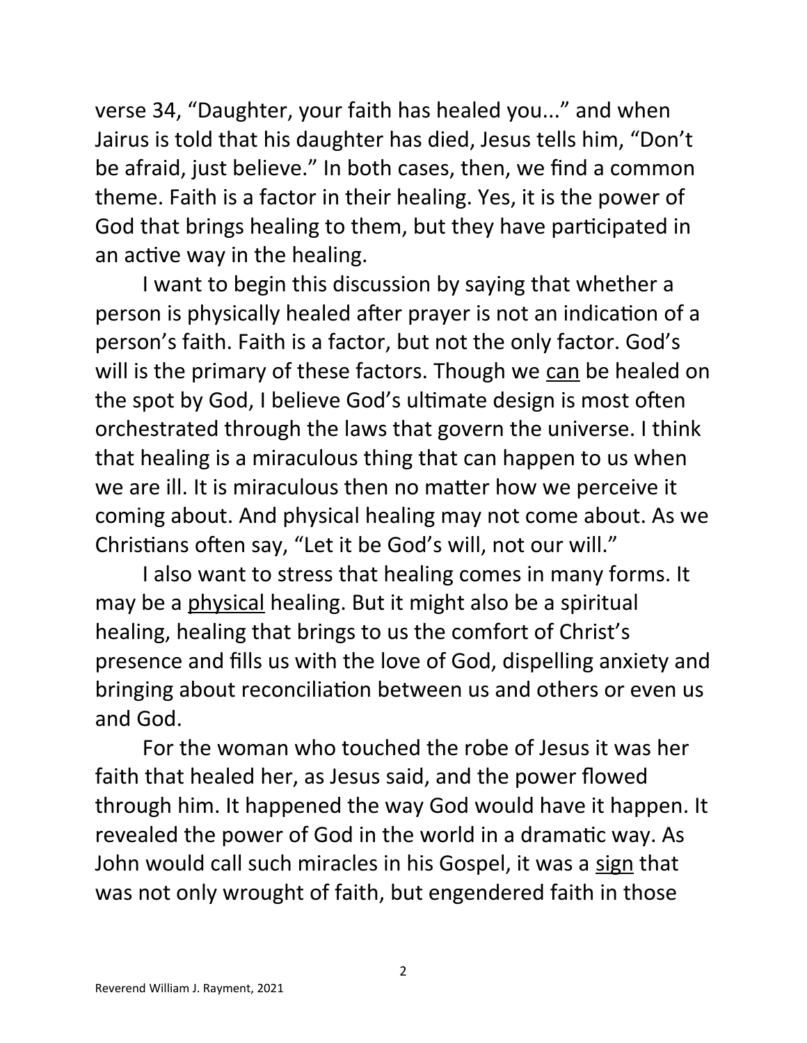verse 34, "Daughter, your faith has healed you..." and when Jairus is told that his daughter has died, Jesus tells him, "Don't be afraid, just believe." In both cases, then, we find a common theme. Faith is a factor in their healing. Yes, it is the power of God that brings healing to them, but they have participated in an active way in the healing.

I want to begin this discussion by saying that whether a person is physically healed after prayer is not an indication of a person's faith. Faith is a factor, but not the only factor. God's will is the primary of these factors. Though we <u>can</u> be healed on the spot by God, I believe God's ultimate design is most often orchestrated through the laws that govern the universe. I think that healing is a miraculous thing that can happen to us when we are ill. It is miraculous then no matter how we perceive it coming about. And physical healing may not come about. As we Christians often say, "Let it be God's will, not our will."

I also want to stress that healing comes in many forms. It may be a <u>physical</u> healing. But it might also be a spiritual healing, healing that brings to us the comfort of Christ's presence and fills us with the love of God, dispelling anxiety and bringing about reconciliation between us and others or even us and God.

For the woman who touched the robe of Jesus it was her faith that healed her, as Jesus said, and the power flowed through him. It happened the way God would have it happen. It revealed the power of God in the world in a dramatic way. As John would call such miracles in his Gospel, it was a <u>sign</u> that was not only wrought of faith, but engendered faith in those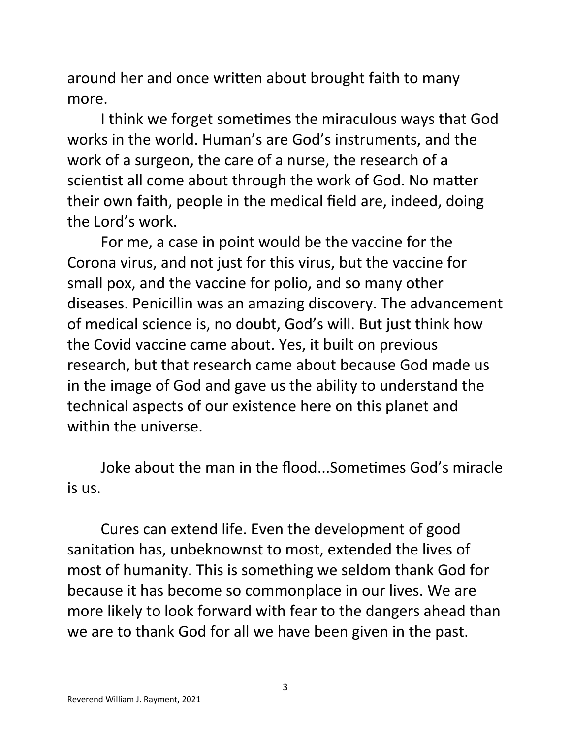around her and once written about brought faith to many more.

I think we forget sometimes the miraculous ways that God works in the world. Human's are God's instruments, and the work of a surgeon, the care of a nurse, the research of a scientist all come about through the work of God. No matter their own faith, people in the medical field are, indeed, doing the Lord's work.

For me, a case in point would be the vaccine for the Corona virus, and not just for this virus, but the vaccine for small pox, and the vaccine for polio, and so many other diseases. Penicillin was an amazing discovery. The advancement of medical science is, no doubt, God's will. But just think how the Covid vaccine came about. Yes, it built on previous research, but that research came about because God made us in the image of God and gave us the ability to understand the technical aspects of our existence here on this planet and within the universe.

Joke about the man in the flood...Sometimes God's miracle is us.

Cures can extend life. Even the development of good sanitation has, unbeknownst to most, extended the lives of most of humanity. This is something we seldom thank God for because it has become so commonplace in our lives. We are more likely to look forward with fear to the dangers ahead than we are to thank God for all we have been given in the past.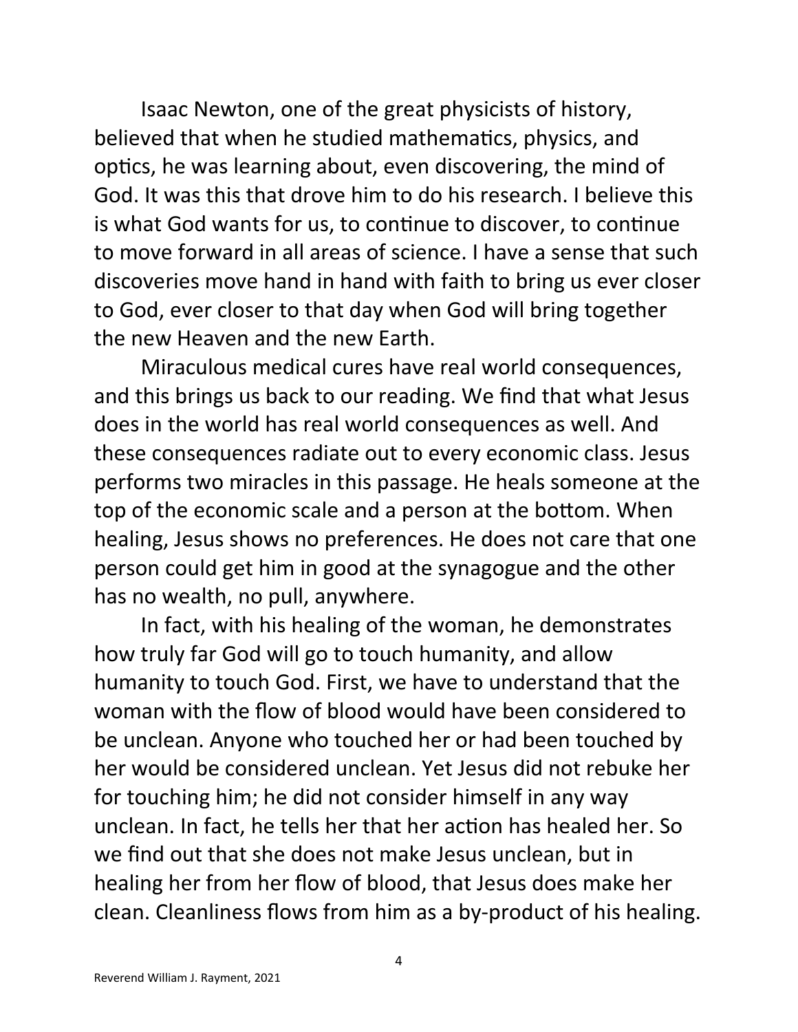Isaac Newton, one of the great physicists of history, believed that when he studied mathematics, physics, and optics, he was learning about, even discovering, the mind of God. It was this that drove him to do his research. I believe this is what God wants for us, to continue to discover, to continue to move forward in all areas of science. I have a sense that such discoveries move hand in hand with faith to bring us ever closer to God, ever closer to that day when God will bring together the new Heaven and the new Earth.

Miraculous medical cures have real world consequences, and this brings us back to our reading. We find that what Jesus does in the world has real world consequences as well. And these consequences radiate out to every economic class. Jesus performs two miracles in this passage. He heals someone at the top of the economic scale and a person at the bottom. When healing, Jesus shows no preferences. He does not care that one person could get him in good at the synagogue and the other has no wealth, no pull, anywhere.

In fact, with his healing of the woman, he demonstrates how truly far God will go to touch humanity, and allow humanity to touch God. First, we have to understand that the woman with the flow of blood would have been considered to be unclean. Anyone who touched her or had been touched by her would be considered unclean. Yet Jesus did not rebuke her for touching him; he did not consider himself in any way unclean. In fact, he tells her that her action has healed her. So we find out that she does not make Jesus unclean, but in healing her from her flow of blood, that Jesus does make her clean. Cleanliness flows from him as a by-product of his healing.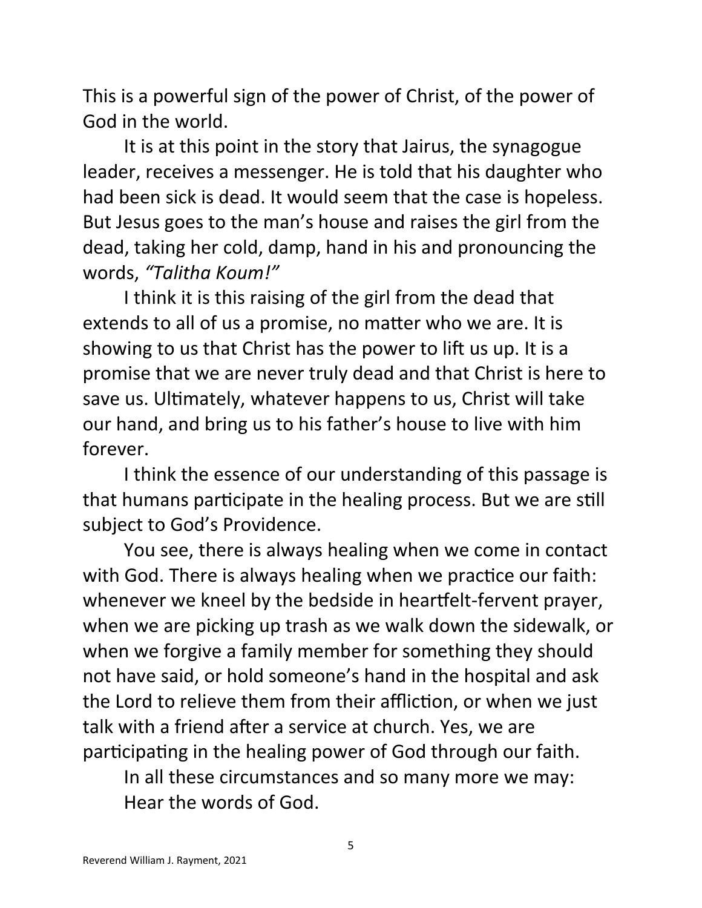This is a powerful sign of the power of Christ, of the power of God in the world.

It is at this point in the story that Jairus, the synagogue leader, receives a messenger. He is told that his daughter who had been sick is dead. It would seem that the case is hopeless. But Jesus goes to the man's house and raises the girl from the dead, taking her cold, damp, hand in his and pronouncing the words, *"Talitha Koum!"*

I think it is this raising of the girl from the dead that extends to all of us a promise, no matter who we are. It is showing to us that Christ has the power to lift us up. It is a promise that we are never truly dead and that Christ is here to save us. Ultimately, whatever happens to us, Christ will take our hand, and bring us to his father's house to live with him forever.

I think the essence of our understanding of this passage is that humans participate in the healing process. But we are still subject to God's Providence.

You see, there is always healing when we come in contact with God. There is always healing when we practice our faith: whenever we kneel by the bedside in heartfelt-fervent prayer, when we are picking up trash as we walk down the sidewalk, or when we forgive a family member for something they should not have said, or hold someone's hand in the hospital and ask the Lord to relieve them from their affliction, or when we just talk with a friend after a service at church. Yes, we are participating in the healing power of God through our faith.

In all these circumstances and so many more we may:
Hear the words of God.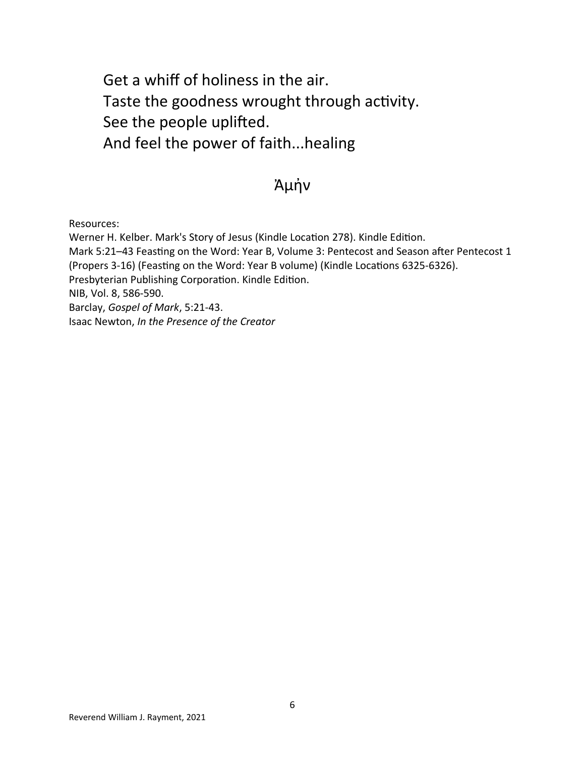Get a whiff of holiness in the air.  
Taste the goodness wrought through activity.  
See the people uplifted.  
And feel the power of faith...healing

Ἀμὴν

Resources:  
Werner H. Kelber. Mark's Story of Jesus (Kindle Location 278). Kindle Edition.  
Mark 5:21–43 Feasting on the Word: Year B, Volume 3: Pentecost and Season after Pentecost 1 (Propers 3-16) (Feasting on the Word: Year B volume) (Kindle Locations 6325-6326). Presbyterian Publishing Corporation. Kindle Edition.  
NIB, Vol. 8, 586-590.  
Barclay, *Gospel of Mark*, 5:21-43.  
Isaac Newton, *In the Presence of the Creator*

Reverend William J. Rayment, 2021